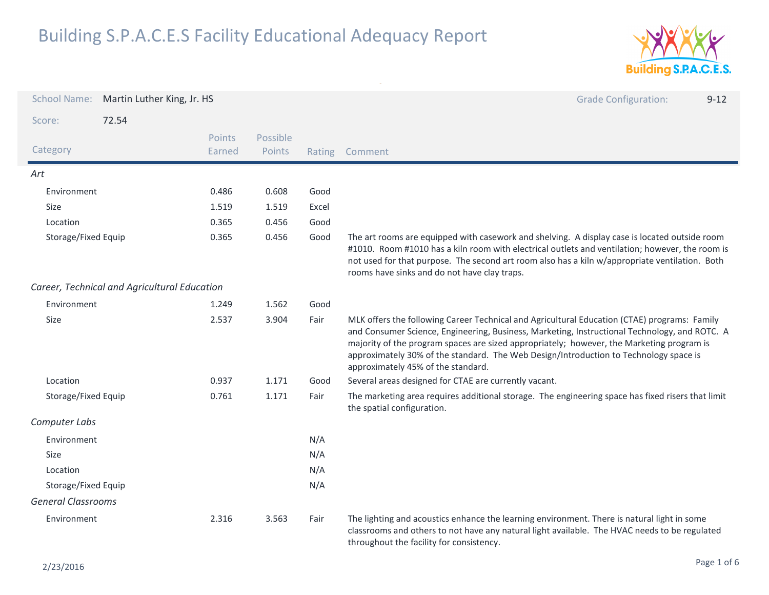# Building S.P.A.C.E.S Facility Educational Adequacy Report

**School Name:** Martin Luther King, Jr. HS

**Grade Configuration:** 9-12

**Score:** 72.54

| Category | Points Earned | Possible Points | Rating | Comment |
|---|---|---|---|---|
| *Art* | | | | |
| Environment | 0.486 | 0.608 | Good | |
| Size | 1.519 | 1.519 | Excel | |
| Location | 0.365 | 0.456 | Good | |
| Storage/Fixed Equip | 0.365 | 0.456 | Good | The art rooms are equipped with casework and shelving. A display case is located outside room #1010. Room #1010 has a kiln room with electrical outlets and ventilation; however, the room is not used for that purpose. The second art room also has a kiln w/appropriate ventilation. Both rooms have sinks and do not have clay traps. |
| *Career, Technical and Agricultural Education* | | | | |
| Environment | 1.249 | 1.562 | Good | |
| Size | 2.537 | 3.904 | Fair | MLK offers the following Career Technical and Agricultural Education (CTAE) programs: Family and Consumer Science, Engineering, Business, Marketing, Instructional Technology, and ROTC. A majority of the program spaces are sized appropriately; however, the Marketing program is approximately 30% of the standard. The Web Design/Introduction to Technology space is approximately 45% of the standard. |
| Location | 0.937 | 1.171 | Good | Several areas designed for CTAE are currently vacant. |
| Storage/Fixed Equip | 0.761 | 1.171 | Fair | The marketing area requires additional storage. The engineering space has fixed risers that limit the spatial configuration. |
| *Computer Labs* | | | | |
| Environment | | | N/A | |
| Size | | | N/A | |
| Location | | | N/A | |
| Storage/Fixed Equip | | | N/A | |
| *General Classrooms* | | | | |
| Environment | 2.316 | 3.563 | Fair | The lighting and acoustics enhance the learning environment. There is natural light in some classrooms and others to not have any natural light available. The HVAC needs to be regulated throughout the facility for consistency. |

2/23/2016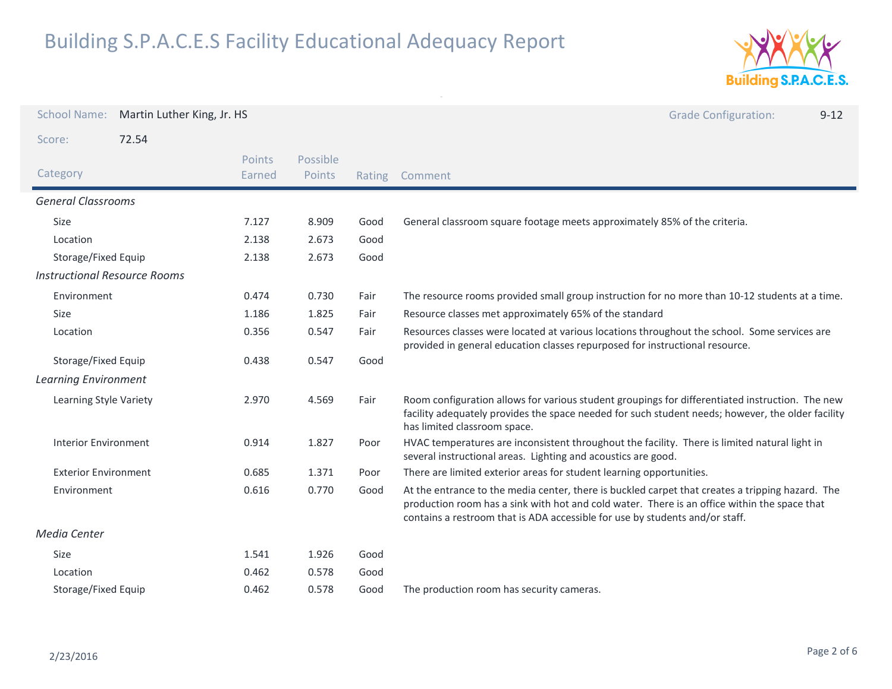# Building S.P.A.C.E.S Facility Educational Adequacy Report

School Name: Martin Luther King, Jr. HS

Grade Configuration: 9-12

Score: 72.54

| Category | Points Earned | Possible Points | Rating | Comment |
|---|---|---|---|---|
| *General Classrooms* | | | | |
| Size | 7.127 | 8.909 | Good | General classroom square footage meets approximately 85% of the criteria. |
| Location | 2.138 | 2.673 | Good | |
| Storage/Fixed Equip | 2.138 | 2.673 | Good | |
| *Instructional Resource Rooms* | | | | |
| Environment | 0.474 | 0.730 | Fair | The resource rooms provided small group instruction for no more than 10-12 students at a time. |
| Size | 1.186 | 1.825 | Fair | Resource classes met approximately 65% of the standard |
| Location | 0.356 | 0.547 | Fair | Resources classes were located at various locations throughout the school. Some services are provided in general education classes repurposed for instructional resource. |
| Storage/Fixed Equip | 0.438 | 0.547 | Good | |
| *Learning Environment* | | | | |
| Learning Style Variety | 2.970 | 4.569 | Fair | Room configuration allows for various student groupings for differentiated instruction. The new facility adequately provides the space needed for such student needs; however, the older facility has limited classroom space. |
| Interior Environment | 0.914 | 1.827 | Poor | HVAC temperatures are inconsistent throughout the facility. There is limited natural light in several instructional areas. Lighting and acoustics are good. |
| Exterior Environment | 0.685 | 1.371 | Poor | There are limited exterior areas for student learning opportunities. |
| Environment | 0.616 | 0.770 | Good | At the entrance to the media center, there is buckled carpet that creates a tripping hazard. The production room has a sink with hot and cold water. There is an office within the space that contains a restroom that is ADA accessible for use by students and/or staff. |
| *Media Center* | | | | |
| Size | 1.541 | 1.926 | Good | |
| Location | 0.462 | 0.578 | Good | |
| Storage/Fixed Equip | 0.462 | 0.578 | Good | The production room has security cameras. |

2/23/2016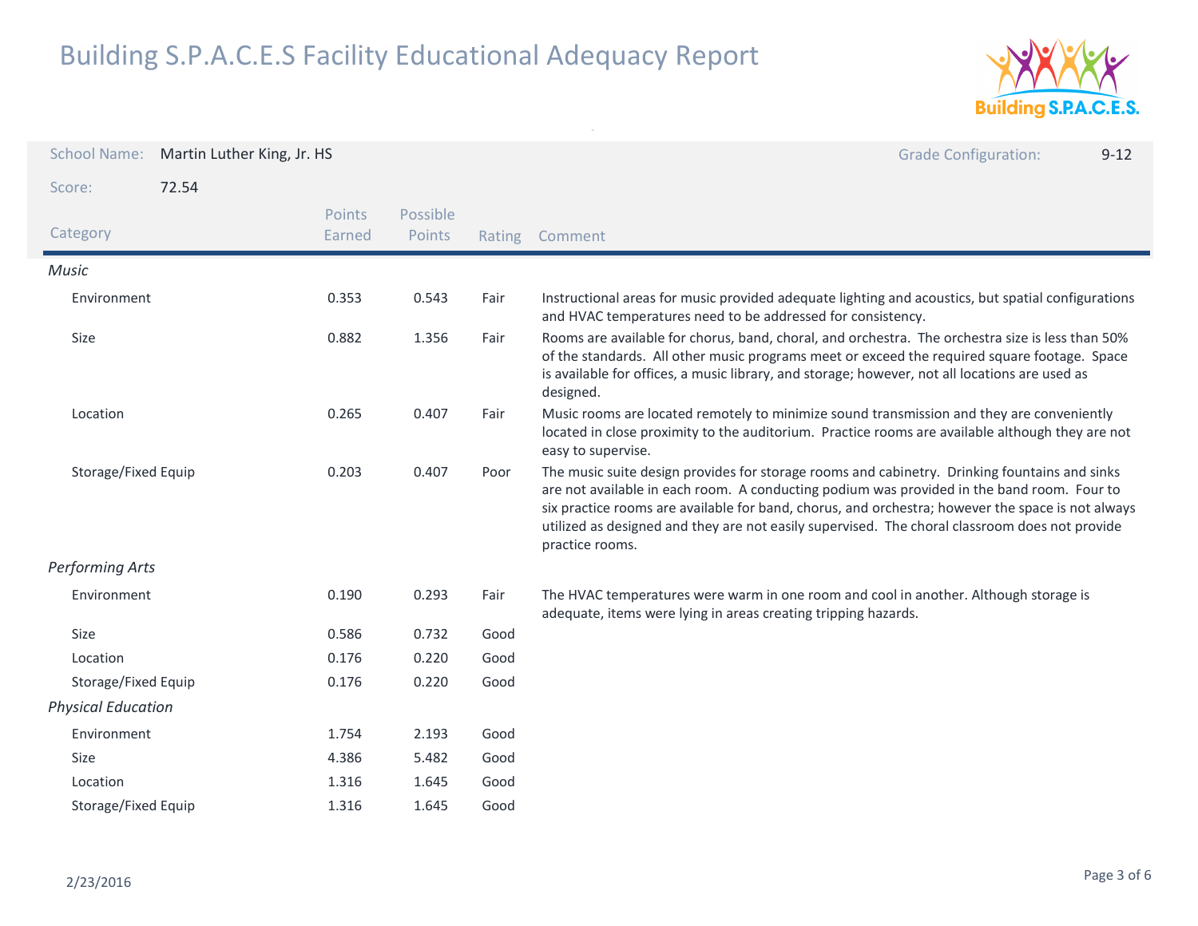# Building S.P.A.C.E.S Facility Educational Adequacy Report

**School Name:** Martin Luther King, Jr. HS

**Grade Configuration:** 9-12

**Score:** 72.54

| Category | Points Earned | Possible Points | Rating | Comment |
|---|---|---|---|---|
| *Music* | | | | |
| Environment | 0.353 | 0.543 | Fair | Instructional areas for music provided adequate lighting and acoustics, but spatial configurations and HVAC temperatures need to be addressed for consistency. |
| Size | 0.882 | 1.356 | Fair | Rooms are available for chorus, band, choral, and orchestra. The orchestra size is less than 50% of the standards. All other music programs meet or exceed the required square footage. Space is available for offices, a music library, and storage; however, not all locations are used as designed. |
| Location | 0.265 | 0.407 | Fair | Music rooms are located remotely to minimize sound transmission and they are conveniently located in close proximity to the auditorium. Practice rooms are available although they are not easy to supervise. |
| Storage/Fixed Equip | 0.203 | 0.407 | Poor | The music suite design provides for storage rooms and cabinetry. Drinking fountains and sinks are not available in each room. A conducting podium was provided in the band room. Four to six practice rooms are available for band, chorus, and orchestra; however the space is not always utilized as designed and they are not easily supervised. The choral classroom does not provide practice rooms. |
| *Performing Arts* | | | | |
| Environment | 0.190 | 0.293 | Fair | The HVAC temperatures were warm in one room and cool in another. Although storage is adequate, items were lying in areas creating tripping hazards. |
| Size | 0.586 | 0.732 | Good | |
| Location | 0.176 | 0.220 | Good | |
| Storage/Fixed Equip | 0.176 | 0.220 | Good | |
| *Physical Education* | | | | |
| Environment | 1.754 | 2.193 | Good | |
| Size | 4.386 | 5.482 | Good | |
| Location | 1.316 | 1.645 | Good | |
| Storage/Fixed Equip | 1.316 | 1.645 | Good | |

2/23/2016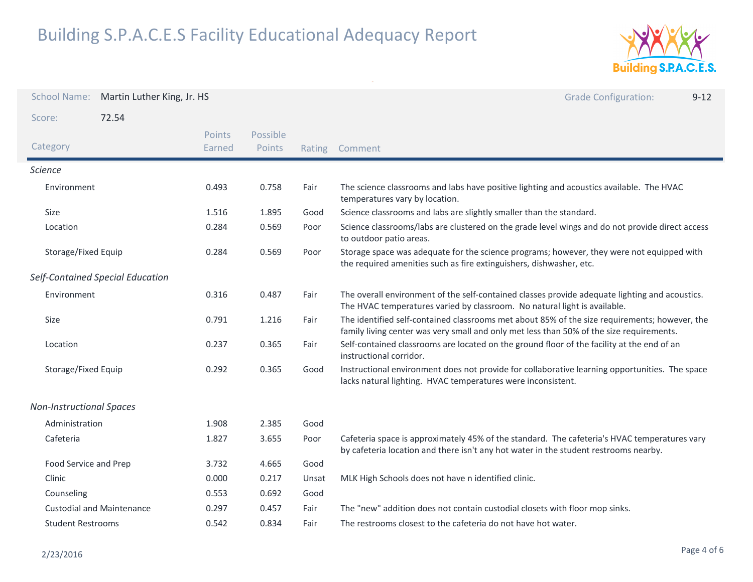# Building S.P.A.C.E.S Facility Educational Adequacy Report

School Name: Martin Luther King, Jr. HS

Grade Configuration: 9-12

Score: 72.54

| Category | Points Earned | Possible Points | Rating | Comment |
|---|---|---|---|---|
| ***Science*** | | | | |
| Environment | 0.493 | 0.758 | Fair | The science classrooms and labs have positive lighting and acoustics available. The HVAC temperatures vary by location. |
| Size | 1.516 | 1.895 | Good | Science classrooms and labs are slightly smaller than the standard. |
| Location | 0.284 | 0.569 | Poor | Science classrooms/labs are clustered on the grade level wings and do not provide direct access to outdoor patio areas. |
| Storage/Fixed Equip | 0.284 | 0.569 | Poor | Storage space was adequate for the science programs; however, they were not equipped with the required amenities such as fire extinguishers, dishwasher, etc. |
| ***Self-Contained Special Education*** | | | | |
| Environment | 0.316 | 0.487 | Fair | The overall environment of the self-contained classes provide adequate lighting and acoustics. The HVAC temperatures varied by classroom. No natural light is available. |
| Size | 0.791 | 1.216 | Fair | The identified self-contained classrooms met about 85% of the size requirements; however, the family living center was very small and only met less than 50% of the size requirements. |
| Location | 0.237 | 0.365 | Fair | Self-contained classrooms are located on the ground floor of the facility at the end of an instructional corridor. |
| Storage/Fixed Equip | 0.292 | 0.365 | Good | Instructional environment does not provide for collaborative learning opportunities. The space lacks natural lighting. HVAC temperatures were inconsistent. |
| ***Non-Instructional Spaces*** | | | | |
| Administration | 1.908 | 2.385 | Good | |
| Cafeteria | 1.827 | 3.655 | Poor | Cafeteria space is approximately 45% of the standard. The cafeteria's HVAC temperatures vary by cafeteria location and there isn't any hot water in the student restrooms nearby. |
| Food Service and Prep | 3.732 | 4.665 | Good | |
| Clinic | 0.000 | 0.217 | Unsat | MLK High Schools does not have n identified clinic. |
| Counseling | 0.553 | 0.692 | Good | |
| Custodial and Maintenance | 0.297 | 0.457 | Fair | The "new" addition does not contain custodial closets with floor mop sinks. |
| Student Restrooms | 0.542 | 0.834 | Fair | The restrooms closest to the cafeteria do not have hot water. |

2/23/2016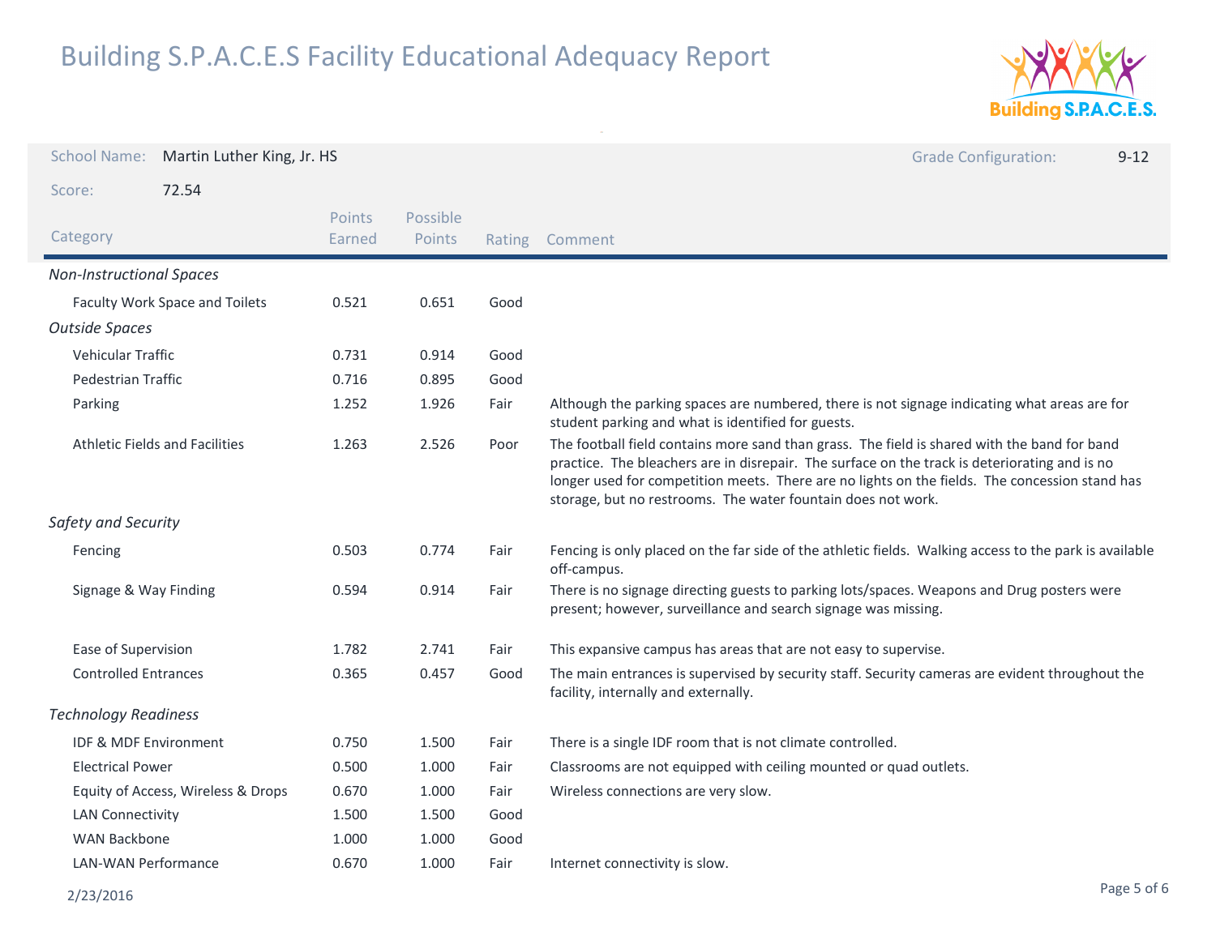# Building S.P.A.C.E.S Facility Educational Adequacy Report

**School Name:** Martin Luther King, Jr. HS

**Grade Configuration:** 9-12

**Score:** 72.54

| Category | Points Earned | Possible Points | Rating | Comment |
|---|---|---|---|---|
| *Non-Instructional Spaces* | | | | |
| Faculty Work Space and Toilets | 0.521 | 0.651 | Good | |
| *Outside Spaces* | | | | |
| Vehicular Traffic | 0.731 | 0.914 | Good | |
| Pedestrian Traffic | 0.716 | 0.895 | Good | |
| Parking | 1.252 | 1.926 | Fair | Although the parking spaces are numbered, there is not signage indicating what areas are for student parking and what is identified for guests. |
| Athletic Fields and Facilities | 1.263 | 2.526 | Poor | The football field contains more sand than grass. The field is shared with the band for band practice. The bleachers are in disrepair. The surface on the track is deteriorating and is no longer used for competition meets. There are no lights on the fields. The concession stand has storage, but no restrooms. The water fountain does not work. |
| *Safety and Security* | | | | |
| Fencing | 0.503 | 0.774 | Fair | Fencing is only placed on the far side of the athletic fields. Walking access to the park is available off-campus. |
| Signage & Way Finding | 0.594 | 0.914 | Fair | There is no signage directing guests to parking lots/spaces. Weapons and Drug posters were present; however, surveillance and search signage was missing. |
| Ease of Supervision | 1.782 | 2.741 | Fair | This expansive campus has areas that are not easy to supervise. |
| Controlled Entrances | 0.365 | 0.457 | Good | The main entrances is supervised by security staff. Security cameras are evident throughout the facility, internally and externally. |
| *Technology Readiness* | | | | |
| IDF & MDF Environment | 0.750 | 1.500 | Fair | There is a single IDF room that is not climate controlled. |
| Electrical Power | 0.500 | 1.000 | Fair | Classrooms are not equipped with ceiling mounted or quad outlets. |
| Equity of Access, Wireless & Drops | 0.670 | 1.000 | Fair | Wireless connections are very slow. |
| LAN Connectivity | 1.500 | 1.500 | Good | |
| WAN Backbone | 1.000 | 1.000 | Good | |
| LAN-WAN Performance | 0.670 | 1.000 | Fair | Internet connectivity is slow. |

2/23/2016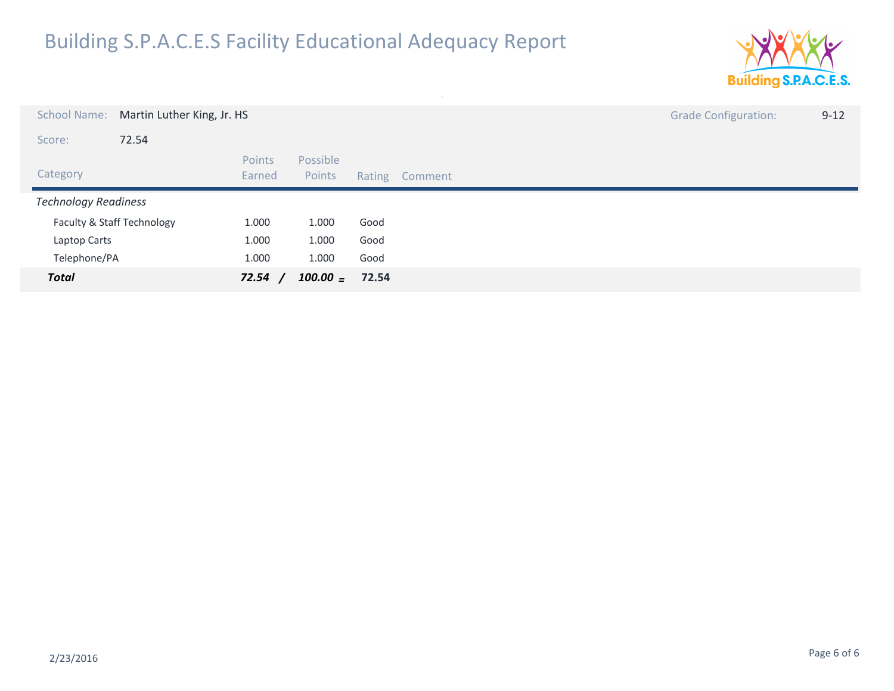# Building S.P.A.C.E.S Facility Educational Adequacy Report

School Name: Martin Luther King, Jr. HS

Grade Configuration: 9-12

Score: 72.54

| Category | Points Earned | Possible Points | Rating | Comment |
|---|---|---|---|---|
| *Technology Readiness* | | | | |
| Faculty & Staff Technology | 1.000 | 1.000 | Good | |
| Laptop Carts | 1.000 | 1.000 | Good | |
| Telephone/PA | 1.000 | 1.000 | Good | |
| ***Total*** | ***72.54 /*** | ***100.00 =*** | **72.54** | |

2/23/2016